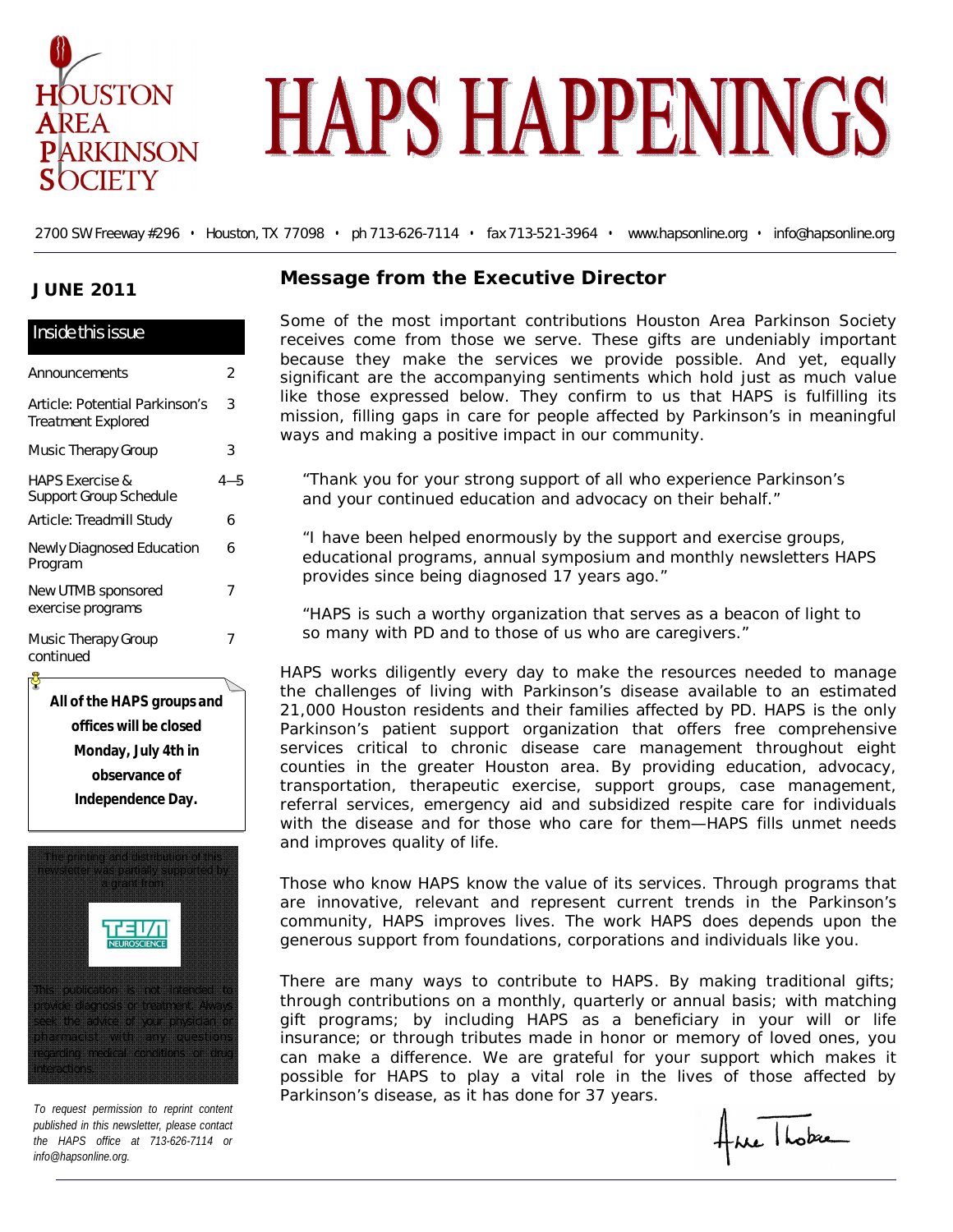# HOUSTON AREA PARKINSON SOCIETY

# HAPS HAPPENINGS

2700 SW Freeway #296 • Houston, TX 77098 • ph 713-626-7114 • fax 713-521-3964 • www.hapsonline.org • info@hapsonline.org

**JUNE 2011**

## Inside this issue

| | |
|---|---|
| Announcements | 2 |
| Article: Potential Parkinson's Treatment Explored | 3 |
| Music Therapy Group | 3 |
| HAPS Exercise & Support Group Schedule | 4—5 |
| Article: Treadmill Study | 6 |
| Newly Diagnosed Education Program | 6 |
| New UTMB sponsored exercise programs | 7 |
| Music Therapy Group continued | 7 |

**All of the HAPS groups and offices will be closed Monday, July 4th in observance of Independence Day.**

The printing and distribution of this newsletter was partially supported by a grant from TEVA NEUROSCIENCE

This publication is not intended to provide diagnosis or treatment. Always seek the advice of your physician or pharmacist with any questions regarding medical conditions or drug interactions.

*To request permission to reprint content published in this newsletter, please contact the HAPS office at 713-626-7114 or info@hapsonline.org.*

## Message from the Executive Director

Some of the most important contributions Houston Area Parkinson Society receives come from those we serve. These gifts are undeniably important because they make the services we provide possible. And yet, equally significant are the accompanying sentiments which hold just as much value like those expressed below. They confirm to us that HAPS is fulfilling its mission, filling gaps in care for people affected by Parkinson's in meaningful ways and making a positive impact in our community.

> "Thank you for your strong support of all who experience Parkinson's and your continued education and advocacy on their behalf."
>
> "I have been helped enormously by the support and exercise groups, educational programs, annual symposium and monthly newsletters HAPS provides since being diagnosed 17 years ago."
>
> "HAPS is such a worthy organization that serves as a beacon of light to so many with PD and to those of us who are caregivers."

HAPS works diligently every day to make the resources needed to manage the challenges of living with Parkinson's disease available to an estimated 21,000 Houston residents and their families affected by PD. HAPS is the only Parkinson's patient support organization that offers free comprehensive services critical to chronic disease care management throughout eight counties in the greater Houston area. By providing education, advocacy, transportation, therapeutic exercise, support groups, case management, referral services, emergency aid and subsidized respite care for individuals with the disease and for those who care for them—HAPS fills unmet needs and improves quality of life.

Those who know HAPS know the value of its services. Through programs that are innovative, relevant and represent current trends in the Parkinson's community, HAPS improves lives. The work HAPS does depends upon the generous support from foundations, corporations and individuals like you.

There are many ways to contribute to HAPS. By making traditional gifts; through contributions on a monthly, quarterly or annual basis; with matching gift programs; by including HAPS as a beneficiary in your will or life insurance; or through tributes made in honor or memory of loved ones, you can make a difference. We are grateful for your support which makes it possible for HAPS to play a vital role in the lives of those affected by Parkinson's disease, as it has done for 37 years.

Anne Thobae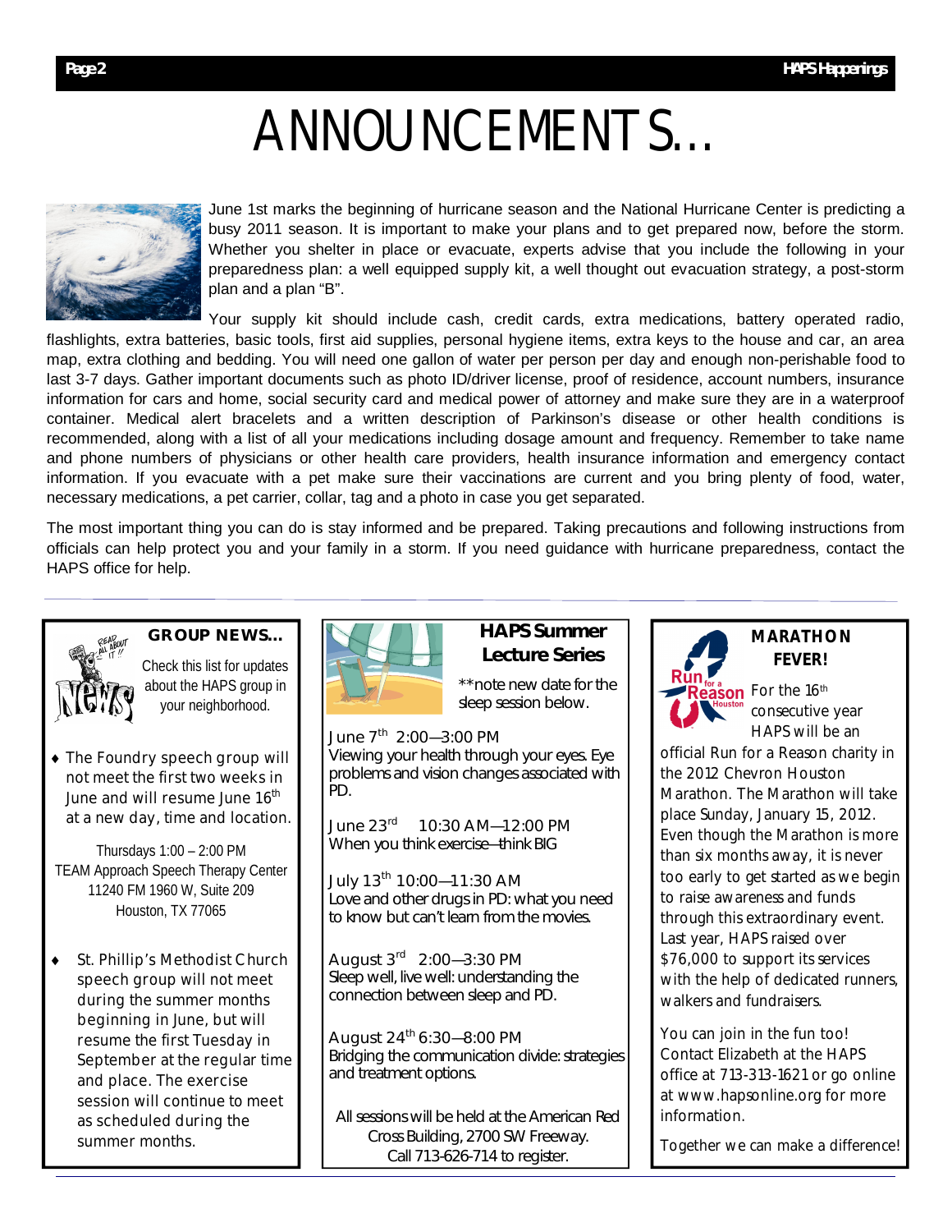# ANNOUNCEMENTS…

June 1st marks the beginning of hurricane season and the National Hurricane Center is predicting a busy 2011 season. It is important to make your plans and to get prepared now, before the storm. Whether you shelter in place or evacuate, experts advise that you include the following in your preparedness plan: a well equipped supply kit, a well thought out evacuation strategy, a post-storm plan and a plan "B".

Your supply kit should include cash, credit cards, extra medications, battery operated radio, flashlights, extra batteries, basic tools, first aid supplies, personal hygiene items, extra keys to the house and car, an area map, extra clothing and bedding. You will need one gallon of water per person per day and enough non-perishable food to last 3-7 days. Gather important documents such as photo ID/driver license, proof of residence, account numbers, insurance information for cars and home, social security card and medical power of attorney and make sure they are in a waterproof container. Medical alert bracelets and a written description of Parkinson's disease or other health conditions is recommended, along with a list of all your medications including dosage amount and frequency. Remember to take name and phone numbers of physicians or other health care providers, health insurance information and emergency contact information. If you evacuate with a pet make sure their vaccinations are current and you bring plenty of food, water, necessary medications, a pet carrier, collar, tag and a photo in case you get separated.

The most important thing you can do is stay informed and be prepared. Taking precautions and following instructions from officials can help protect you and your family in a storm. If you need guidance with hurricane preparedness, contact the HAPS office for help.

## GROUP NEWS…

Check this list for updates about the HAPS group in your neighborhood.

- The Foundry speech group will not meet the first two weeks in June and will resume June 16th at a new day, time and location.

Thursdays 1:00 – 2:00 PM
TEAM Approach Speech Therapy Center
11240 FM 1960 W, Suite 209
Houston, TX 77065

- St. Phillip's Methodist Church speech group will not meet during the summer months beginning in June, but will resume the first Tuesday in September at the regular time and place. The exercise session will continue to meet as scheduled during the summer months.

## HAPS Summer Lecture Series

**note new date for the sleep session below.

June 7th 2:00—3:00 PM
Viewing your health through your eyes. Eye problems and vision changes associated with PD.

June 23rd 10:30 AM—12:00 PM
When you think exercise—think BIG

July 13th 10:00—11:30 AM
Love and other drugs in PD: what you need to know but can't learn from the movies.

August 3rd 2:00—3:30 PM
Sleep well, live well: understanding the connection between sleep and PD.

August 24th 6:30—8:00 PM
Bridging the communication divide: strategies and treatment options.

All sessions will be held at the American Red Cross Building, 2700 SW Freeway. Call 713-626-714 to register.

## MARATHON FEVER!

For the 16th consecutive year HAPS will be an official Run for a Reason charity in the 2012 Chevron Houston Marathon. The Marathon will take place Sunday, January 15, 2012. Even though the Marathon is more than six months away, it is never too early to get started as we begin to raise awareness and funds through this extraordinary event. Last year, HAPS raised over $76,000 to support its services with the help of dedicated runners, walkers and fundraisers.

You can join in the fun too! Contact Elizabeth at the HAPS office at 713-313-1621 or go online at www.hapsonline.org for more information.

Together we can make a difference!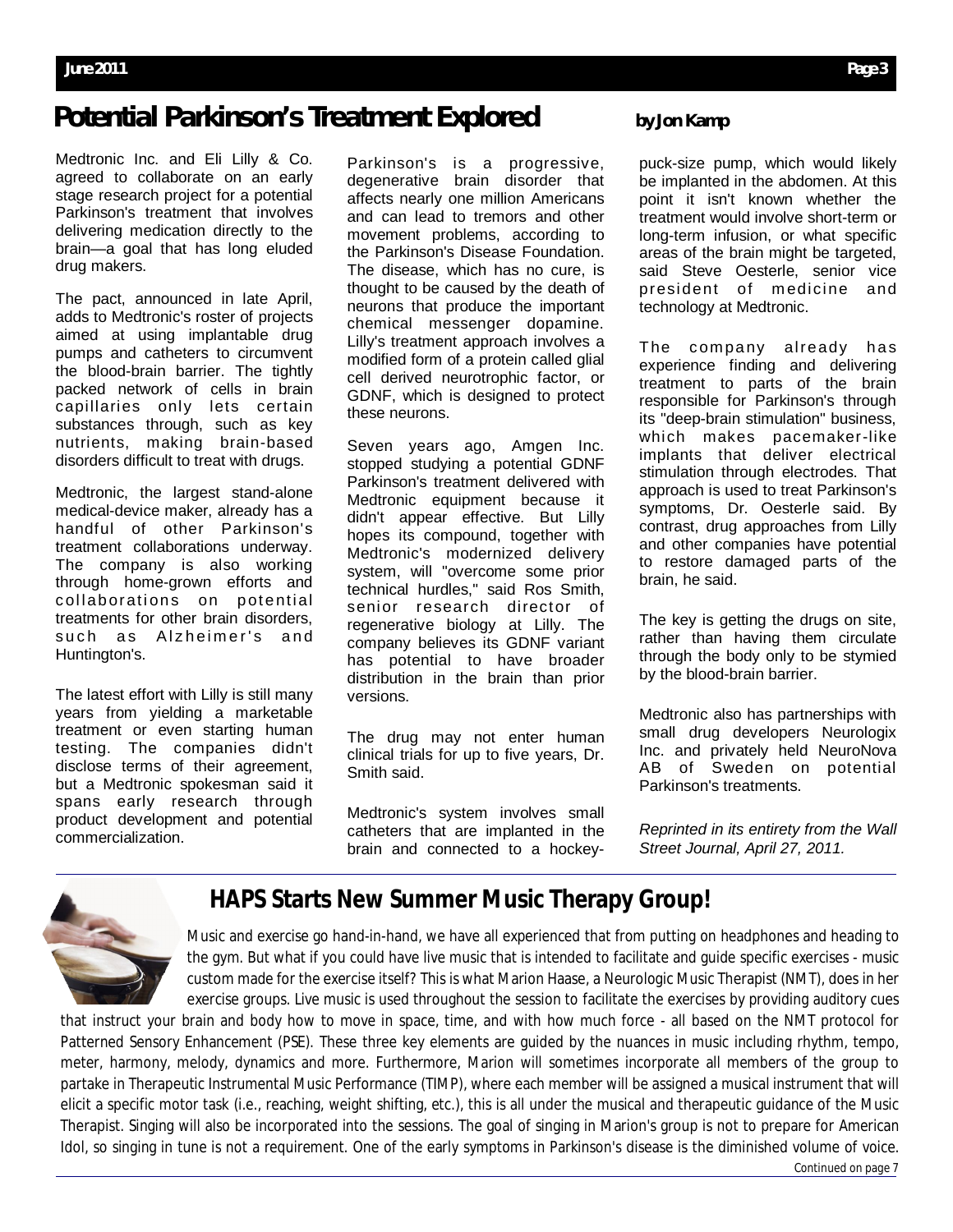## Potential Parkinson's Treatment Explored

**by Jon Kamp**

Medtronic Inc. and Eli Lilly & Co. agreed to collaborate on an early stage research project for a potential Parkinson's treatment that involves delivering medication directly to the brain—a goal that has long eluded drug makers.

The pact, announced in late April, adds to Medtronic's roster of projects aimed at using implantable drug pumps and catheters to circumvent the blood-brain barrier. The tightly packed network of cells in brain capillaries only lets certain substances through, such as key nutrients, making brain-based disorders difficult to treat with drugs.

Medtronic, the largest stand-alone medical-device maker, already has a handful of other Parkinson's treatment collaborations underway. The company is also working through home-grown efforts and collaborations on potential treatments for other brain disorders, such as Alzheimer's and Huntington's.

The latest effort with Lilly is still many years from yielding a marketable treatment or even starting human testing. The companies didn't disclose terms of their agreement, but a Medtronic spokesman said it spans early research through product development and potential commercialization.

Parkinson's is a progressive, degenerative brain disorder that affects nearly one million Americans and can lead to tremors and other movement problems, according to the Parkinson's Disease Foundation. The disease, which has no cure, is thought to be caused by the death of neurons that produce the important chemical messenger dopamine. Lilly's treatment approach involves a modified form of a protein called glial cell derived neurotrophic factor, or GDNF, which is designed to protect these neurons.

Seven years ago, Amgen Inc. stopped studying a potential GDNF Parkinson's treatment delivered with Medtronic equipment because it didn't appear effective. But Lilly hopes its compound, together with Medtronic's modernized delivery system, will "overcome some prior technical hurdles," said Ros Smith, senior research director of regenerative biology at Lilly. The company believes its GDNF variant has potential to have broader distribution in the brain than prior versions.

The drug may not enter human clinical trials for up to five years, Dr. Smith said.

Medtronic's system involves small catheters that are implanted in the brain and connected to a hockey-puck-size pump, which would likely be implanted in the abdomen. At this point it isn't known whether the treatment would involve short-term or long-term infusion, or what specific areas of the brain might be targeted, said Steve Oesterle, senior vice president of medicine and technology at Medtronic.

The company already has experience finding and delivering treatment to parts of the brain responsible for Parkinson's through its "deep-brain stimulation" business, which makes pacemaker-like implants that deliver electrical stimulation through electrodes. That approach is used to treat Parkinson's symptoms, Dr. Oesterle said. By contrast, drug approaches from Lilly and other companies have potential to restore damaged parts of the brain, he said.

The key is getting the drugs on site, rather than having them circulate through the body only to be stymied by the blood-brain barrier.

Medtronic also has partnerships with small drug developers Neurologix Inc. and privately held NeuroNova AB of Sweden on potential Parkinson's treatments.

*Reprinted in its entirety from the Wall Street Journal, April 27, 2011.*

## HAPS Starts New Summer Music Therapy Group!

Music and exercise go hand-in-hand, we have all experienced that from putting on headphones and heading to the gym. But what if you could have live music that is intended to facilitate and guide specific exercises - music custom made for the exercise itself? This is what Marion Haase, a Neurologic Music Therapist (NMT), does in her exercise groups. Live music is used throughout the session to facilitate the exercises by providing auditory cues that instruct your brain and body how to move in space, time, and with how much force - all based on the NMT protocol for Patterned Sensory Enhancement (PSE). These three key elements are guided by the nuances in music including rhythm, tempo, meter, harmony, melody, dynamics and more. Furthermore, Marion will sometimes incorporate all members of the group to partake in Therapeutic Instrumental Music Performance (TIMP), where each member will be assigned a musical instrument that will elicit a specific motor task (i.e., reaching, weight shifting, etc.), this is all under the musical and therapeutic guidance of the Music Therapist. Singing will also be incorporated into the sessions. The goal of singing in Marion's group is not to prepare for American Idol, so singing in tune is not a requirement. One of the early symptoms in Parkinson's disease is the diminished volume of voice.

Continued on page 7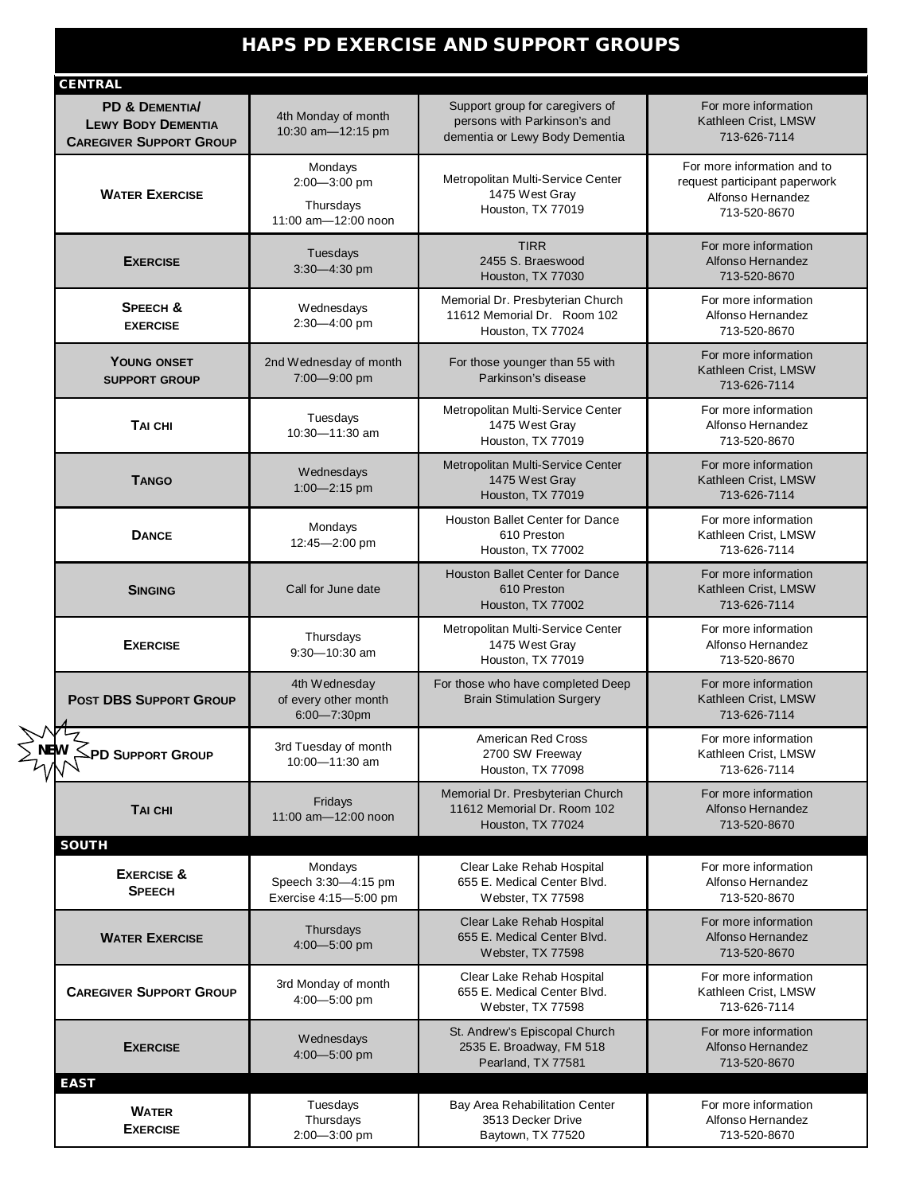# HAPS PD EXERCISE AND SUPPORT GROUPS

## CENTRAL

| Group | Schedule | Location / Description | Contact |
|---|---|---|---|
| **PD & Dementia/ Lewy Body Dementia Caregiver Support Group** | 4th Monday of month 10:30 am—12:15 pm | Support group for caregivers of persons with Parkinson's and dementia or Lewy Body Dementia | For more information Kathleen Crist, LMSW 713-626-7114 |
| **Water Exercise** | Mondays 2:00—3:00 pm Thursdays 11:00 am—12:00 noon | Metropolitan Multi-Service Center 1475 West Gray Houston, TX 77019 | For more information and to request participant paperwork Alfonso Hernandez 713-520-8670 |
| **Exercise** | Tuesdays 3:30—4:30 pm | TIRR 2455 S. Braeswood Houston, TX 77030 | For more information Alfonso Hernandez 713-520-8670 |
| **Speech & exercise** | Wednesdays 2:30—4:00 pm | Memorial Dr. Presbyterian Church 11612 Memorial Dr. Room 102 Houston, TX 77024 | For more information Alfonso Hernandez 713-520-8670 |
| **Young onset support group** | 2nd Wednesday of month 7:00—9:00 pm | For those younger than 55 with Parkinson's disease | For more information Kathleen Crist, LMSW 713-626-7114 |
| **Tai chi** | Tuesdays 10:30—11:30 am | Metropolitan Multi-Service Center 1475 West Gray Houston, TX 77019 | For more information Alfonso Hernandez 713-520-8670 |
| **Tango** | Wednesdays 1:00—2:15 pm | Metropolitan Multi-Service Center 1475 West Gray Houston, TX 77019 | For more information Kathleen Crist, LMSW 713-626-7114 |
| **Dance** | Mondays 12:45—2:00 pm | Houston Ballet Center for Dance 610 Preston Houston, TX 77002 | For more information Kathleen Crist, LMSW 713-626-7114 |
| **Singing** | Call for June date | Houston Ballet Center for Dance 610 Preston Houston, TX 77002 | For more information Kathleen Crist, LMSW 713-626-7114 |
| **Exercise** | Thursdays 9:30—10:30 am | Metropolitan Multi-Service Center 1475 West Gray Houston, TX 77019 | For more information Alfonso Hernandez 713-520-8670 |
| **Post DBS Support Group** | 4th Wednesday of every other month 6:00—7:30pm | For those who have completed Deep Brain Stimulation Surgery | For more information Kathleen Crist, LMSW 713-626-7114 |
| NEW **PD Support Group** | 3rd Tuesday of month 10:00—11:30 am | American Red Cross 2700 SW Freeway Houston, TX 77098 | For more information Kathleen Crist, LMSW 713-626-7114 |
| **Tai chi** | Fridays 11:00 am—12:00 noon | Memorial Dr. Presbyterian Church 11612 Memorial Dr. Room 102 Houston, TX 77024 | For more information Alfonso Hernandez 713-520-8670 |

## SOUTH

| Group | Schedule | Location / Description | Contact |
|---|---|---|---|
| **Exercise & Speech** | Mondays Speech 3:30—4:15 pm Exercise 4:15—5:00 pm | Clear Lake Rehab Hospital 655 E. Medical Center Blvd. Webster, TX 77598 | For more information Alfonso Hernandez 713-520-8670 |
| **Water Exercise** | Thursdays 4:00—5:00 pm | Clear Lake Rehab Hospital 655 E. Medical Center Blvd. Webster, TX 77598 | For more information Alfonso Hernandez 713-520-8670 |
| **Caregiver Support Group** | 3rd Monday of month 4:00—5:00 pm | Clear Lake Rehab Hospital 655 E. Medical Center Blvd. Webster, TX 77598 | For more information Kathleen Crist, LMSW 713-626-7114 |
| **Exercise** | Wednesdays 4:00—5:00 pm | St. Andrew's Episcopal Church 2535 E. Broadway, FM 518 Pearland, TX 77581 | For more information Alfonso Hernandez 713-520-8670 |

## EAST

| Group | Schedule | Location / Description | Contact |
|---|---|---|---|
| **Water Exercise** | Tuesdays Thursdays 2:00—3:00 pm | Bay Area Rehabilitation Center 3513 Decker Drive Baytown, TX 77520 | For more information Alfonso Hernandez 713-520-8670 |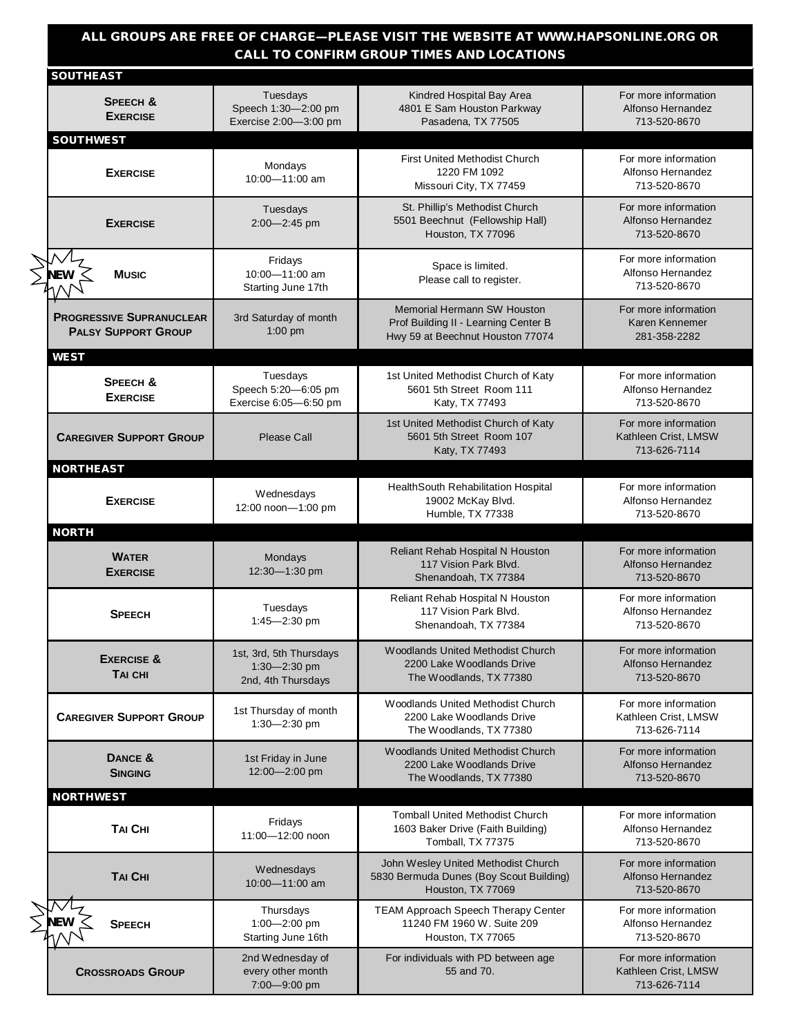**ALL GROUPS ARE FREE OF CHARGE—PLEASE VISIT THE WEBSITE AT WWW.HAPSONLINE.ORG OR CALL TO CONFIRM GROUP TIMES AND LOCATIONS**

| Group | Schedule | Location | Contact |
|---|---|---|---|
| **SOUTHEAST** | | | |
| **SPEECH & EXERCISE** | Tuesdays<br>Speech 1:30—2:00 pm<br>Exercise 2:00—3:00 pm | Kindred Hospital Bay Area<br>4801 E Sam Houston Parkway<br>Pasadena, TX 77505 | For more information<br>Alfonso Hernandez<br>713-520-8670 |
| **SOUTHWEST** | | | |
| **EXERCISE** | Mondays<br>10:00—11:00 am | First United Methodist Church<br>1220 FM 1092<br>Missouri City, TX 77459 | For more information<br>Alfonso Hernandez<br>713-520-8670 |
| **EXERCISE** | Tuesdays<br>2:00—2:45 pm | St. Phillip's Methodist Church<br>5501 Beechnut (Fellowship Hall)<br>Houston, TX 77096 | For more information<br>Alfonso Hernandez<br>713-520-8670 |
| NEW **MUSIC** | Fridays<br>10:00—11:00 am<br>Starting June 17th | Space is limited.<br>Please call to register. | For more information<br>Alfonso Hernandez<br>713-520-8670 |
| **PROGRESSIVE SUPRANUCLEAR PALSY SUPPORT GROUP** | 3rd Saturday of month<br>1:00 pm | Memorial Hermann SW Houston<br>Prof Building II - Learning Center B<br>Hwy 59 at Beechnut Houston 77074 | For more information<br>Karen Kennemer<br>281-358-2282 |
| **WEST** | | | |
| **SPEECH & EXERCISE** | Tuesdays<br>Speech 5:20—6:05 pm<br>Exercise 6:05—6:50 pm | 1st United Methodist Church of Katy<br>5601 5th Street Room 111<br>Katy, TX 77493 | For more information<br>Alfonso Hernandez<br>713-520-8670 |
| **CAREGIVER SUPPORT GROUP** | Please Call | 1st United Methodist Church of Katy<br>5601 5th Street Room 107<br>Katy, TX 77493 | For more information<br>Kathleen Crist, LMSW<br>713-626-7114 |
| **NORTHEAST** | | | |
| **EXERCISE** | Wednesdays<br>12:00 noon—1:00 pm | HealthSouth Rehabilitation Hospital<br>19002 McKay Blvd.<br>Humble, TX 77338 | For more information<br>Alfonso Hernandez<br>713-520-8670 |
| **NORTH** | | | |
| **WATER EXERCISE** | Mondays<br>12:30—1:30 pm | Reliant Rehab Hospital N Houston<br>117 Vision Park Blvd.<br>Shenandoah, TX 77384 | For more information<br>Alfonso Hernandez<br>713-520-8670 |
| **SPEECH** | Tuesdays<br>1:45—2:30 pm | Reliant Rehab Hospital N Houston<br>117 Vision Park Blvd.<br>Shenandoah, TX 77384 | For more information<br>Alfonso Hernandez<br>713-520-8670 |
| **EXERCISE & TAI CHI** | 1st, 3rd, 5th Thursdays<br>1:30—2:30 pm<br>2nd, 4th Thursdays | Woodlands United Methodist Church<br>2200 Lake Woodlands Drive<br>The Woodlands, TX 77380 | For more information<br>Alfonso Hernandez<br>713-520-8670 |
| **CAREGIVER SUPPORT GROUP** | 1st Thursday of month<br>1:30—2:30 pm | Woodlands United Methodist Church<br>2200 Lake Woodlands Drive<br>The Woodlands, TX 77380 | For more information<br>Kathleen Crist, LMSW<br>713-626-7114 |
| **DANCE & SINGING** | 1st Friday in June<br>12:00—2:00 pm | Woodlands United Methodist Church<br>2200 Lake Woodlands Drive<br>The Woodlands, TX 77380 | For more information<br>Alfonso Hernandez<br>713-520-8670 |
| **NORTHWEST** | | | |
| **TAI CHI** | Fridays<br>11:00—12:00 noon | Tomball United Methodist Church<br>1603 Baker Drive (Faith Building)<br>Tomball, TX 77375 | For more information<br>Alfonso Hernandez<br>713-520-8670 |
| **TAI CHI** | Wednesdays<br>10:00—11:00 am | John Wesley United Methodist Church<br>5830 Bermuda Dunes (Boy Scout Building)<br>Houston, TX 77069 | For more information<br>Alfonso Hernandez<br>713-520-8670 |
| NEW **SPEECH** | Thursdays<br>1:00—2:00 pm<br>Starting June 16th | TEAM Approach Speech Therapy Center<br>11240 FM 1960 W. Suite 209<br>Houston, TX 77065 | For more information<br>Alfonso Hernandez<br>713-520-8670 |
| **CROSSROADS GROUP** | 2nd Wednesday of every other month<br>7:00—9:00 pm | For individuals with PD between age 55 and 70. | For more information<br>Kathleen Crist, LMSW<br>713-626-7114 |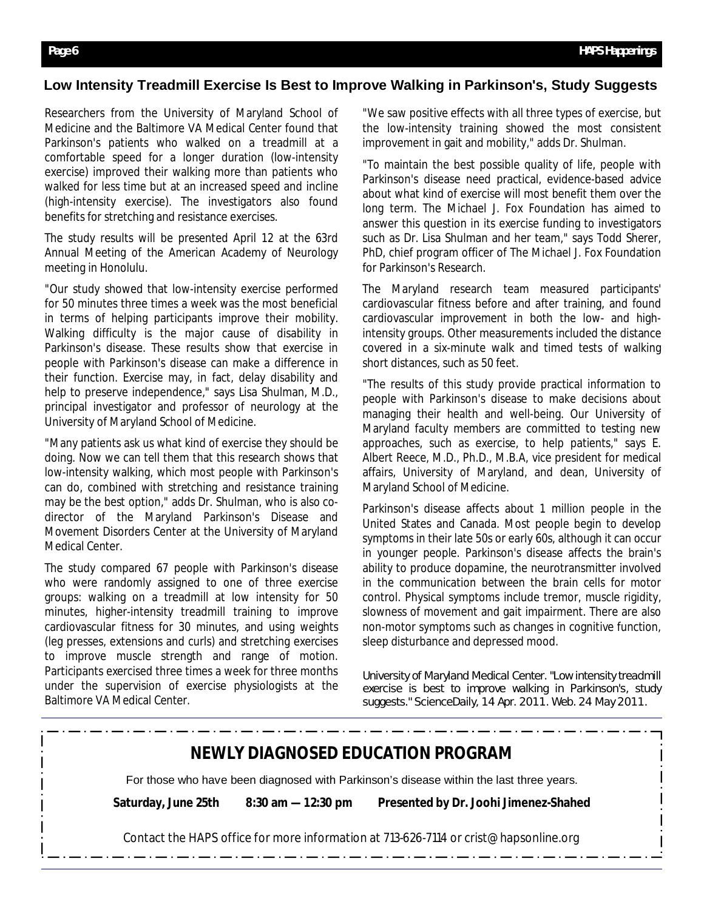## Low Intensity Treadmill Exercise Is Best to Improve Walking in Parkinson's, Study Suggests

Researchers from the University of Maryland School of Medicine and the Baltimore VA Medical Center found that Parkinson's patients who walked on a treadmill at a comfortable speed for a longer duration (low-intensity exercise) improved their walking more than patients who walked for less time but at an increased speed and incline (high-intensity exercise). The investigators also found benefits for stretching and resistance exercises.

The study results will be presented April 12 at the 63rd Annual Meeting of the American Academy of Neurology meeting in Honolulu.

"Our study showed that low-intensity exercise performed for 50 minutes three times a week was the most beneficial in terms of helping participants improve their mobility. Walking difficulty is the major cause of disability in Parkinson's disease. These results show that exercise in people with Parkinson's disease can make a difference in their function. Exercise may, in fact, delay disability and help to preserve independence," says Lisa Shulman, M.D., principal investigator and professor of neurology at the University of Maryland School of Medicine.

"Many patients ask us what kind of exercise they should be doing. Now we can tell them that this research shows that low-intensity walking, which most people with Parkinson's can do, combined with stretching and resistance training may be the best option," adds Dr. Shulman, who is also co-director of the Maryland Parkinson's Disease and Movement Disorders Center at the University of Maryland Medical Center.

The study compared 67 people with Parkinson's disease who were randomly assigned to one of three exercise groups: walking on a treadmill at low intensity for 50 minutes, higher-intensity treadmill training to improve cardiovascular fitness for 30 minutes, and using weights (leg presses, extensions and curls) and stretching exercises to improve muscle strength and range of motion. Participants exercised three times a week for three months under the supervision of exercise physiologists at the Baltimore VA Medical Center.

"We saw positive effects with all three types of exercise, but the low-intensity training showed the most consistent improvement in gait and mobility," adds Dr. Shulman.

"To maintain the best possible quality of life, people with Parkinson's disease need practical, evidence-based advice about what kind of exercise will most benefit them over the long term. The Michael J. Fox Foundation has aimed to answer this question in its exercise funding to investigators such as Dr. Lisa Shulman and her team," says Todd Sherer, PhD, chief program officer of The Michael J. Fox Foundation for Parkinson's Research.

The Maryland research team measured participants' cardiovascular fitness before and after training, and found cardiovascular improvement in both the low- and high-intensity groups. Other measurements included the distance covered in a six-minute walk and timed tests of walking short distances, such as 50 feet.

"The results of this study provide practical information to people with Parkinson's disease to make decisions about managing their health and well-being. Our University of Maryland faculty members are committed to testing new approaches, such as exercise, to help patients," says E. Albert Reece, M.D., Ph.D., M.B.A, vice president for medical affairs, University of Maryland, and dean, University of Maryland School of Medicine.

Parkinson's disease affects about 1 million people in the United States and Canada. Most people begin to develop symptoms in their late 50s or early 60s, although it can occur in younger people. Parkinson's disease affects the brain's ability to produce dopamine, the neurotransmitter involved in the communication between the brain cells for motor control. Physical symptoms include tremor, muscle rigidity, slowness of movement and gait impairment. There are also non-motor symptoms such as changes in cognitive function, sleep disturbance and depressed mood.

University of Maryland Medical Center. "Low intensity treadmill exercise is best to improve walking in Parkinson's, study suggests." ScienceDaily, 14 Apr. 2011. Web. 24 May 2011.

---

## NEWLY DIAGNOSED EDUCATION PROGRAM

For those who have been diagnosed with Parkinson's disease within the last three years.

**Saturday, June 25th** **8:30 am — 12:30 pm** **Presented by Dr. Joohi Jimenez-Shahed**

Contact the HAPS office for more information at 713-626-7114 or crist@hapsonline.org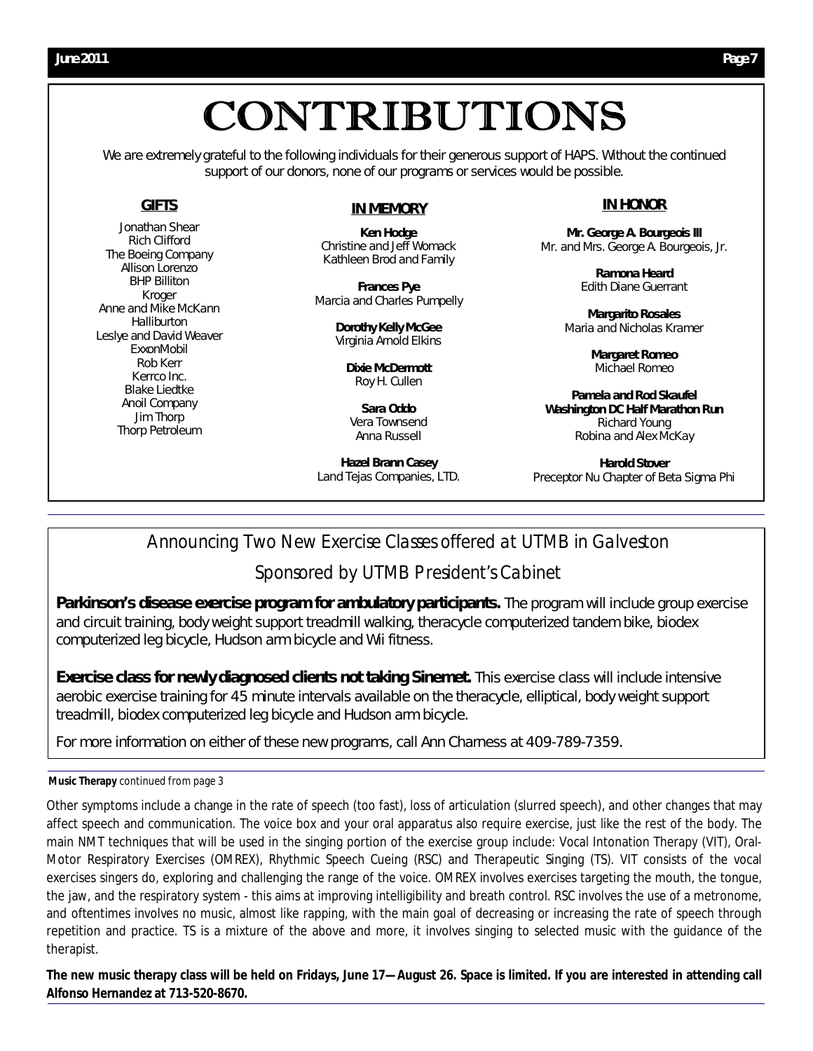# CONTRIBUTIONS

We are extremely grateful to the following individuals for their generous support of HAPS. Without the continued support of our donors, none of our programs or services would be possible.

## GIFTS

Jonathan Shear
Rich Clifford
The Boeing Company
Allison Lorenzo
BHP Billiton
Kroger
Anne and Mike McKann
Halliburton
Leslye and David Weaver
ExxonMobil
Rob Kerr
Kerrco Inc.
Blake Liedtke
Anoil Company
Jim Thorp
Thorp Petroleum

## IN MEMORY

**Ken Hodge**
Christine and Jeff Womack
Kathleen Brod and Family

**Frances Pye**
Marcia and Charles Pumpelly

**Dorothy Kelly McGee**
Virginia Arnold Elkins

**Dixie McDermott**
Roy H. Cullen

**Sara Oddo**
Vera Townsend
Anna Russell

**Hazel Brann Casey**
Land Tejas Companies, LTD.

## IN HONOR

**Mr. George A. Bourgeois III**
Mr. and Mrs. George A. Bourgeois, Jr.

**Ramona Heard**
Edith Diane Guerrant

**Margarito Rosales**
Maria and Nicholas Kramer

**Margaret Romeo**
Michael Romeo

**Pamela and Rod Skaufel**
**Washington DC Half Marathon Run**
Richard Young
Robina and Alex McKay

**Harold Stover**
Preceptor Nu Chapter of Beta Sigma Phi

---

## Announcing Two New Exercise Classes offered at UTMB in Galveston

### Sponsored by UTMB President's Cabinet

**Parkinson's disease exercise program for ambulatory participants.** The program will include group exercise and circuit training, body weight support treadmill walking, theracycle computerized tandem bike, biodex computerized leg bicycle, Hudson arm bicycle and Wii fitness.

**Exercise class for newly diagnosed clients not taking Sinemet.** This exercise class will include intensive aerobic exercise training for 45 minute intervals available on the theracycle, elliptical, body weight support treadmill, biodex computerized leg bicycle and Hudson arm bicycle.

For more information on either of these new programs, call Ann Charness at 409-789-7359.

---

**Music Therapy** continued from page 3

Other symptoms include a change in the rate of speech (too fast), loss of articulation (slurred speech), and other changes that may affect speech and communication. The voice box and your oral apparatus also require exercise, just like the rest of the body. The main NMT techniques that will be used in the singing portion of the exercise group include: Vocal Intonation Therapy (VIT), Oral-Motor Respiratory Exercises (OMREX), Rhythmic Speech Cueing (RSC) and Therapeutic Singing (TS). VIT consists of the vocal exercises singers do, exploring and challenging the range of the voice. OMREX involves exercises targeting the mouth, the tongue, the jaw, and the respiratory system - this aims at improving intelligibility and breath control. RSC involves the use of a metronome, and oftentimes involves no music, almost like rapping, with the main goal of decreasing or increasing the rate of speech through repetition and practice. TS is a mixture of the above and more, it involves singing to selected music with the guidance of the therapist.

**The new music therapy class will be held on Fridays, June 17—August 26. Space is limited. If you are interested in attending call Alfonso Hernandez at 713-520-8670.**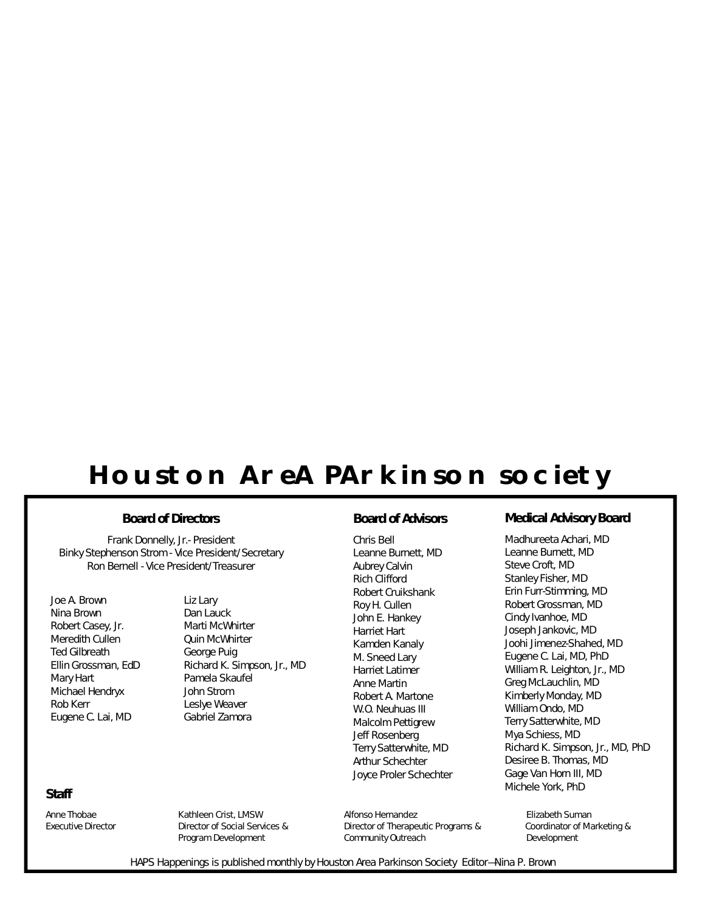# Houston Area Parkinson society

## Board of Directors

Frank Donnelly, Jr.- President
Binky Stephenson Strom - Vice President/Secretary
Ron Bernell - Vice President/Treasurer

Joe A. Brown
Nina Brown
Robert Casey, Jr.
Meredith Cullen
Ted Gilbreath
Ellin Grossman, EdD
Mary Hart
Michael Hendryx
Rob Kerr
Eugene C. Lai, MD
Liz Lary
Dan Lauck
Marti McWhirter
Quin McWhirter
George Puig
Richard K. Simpson, Jr., MD
Pamela Skaufel
John Strom
Leslye Weaver
Gabriel Zamora

## Board of Advisors

Chris Bell
Leanne Burnett, MD
Aubrey Calvin
Rich Clifford
Robert Cruikshank
Roy H. Cullen
John E. Hankey
Harriet Hart
Kamden Kanaly
M. Sneed Lary
Harriet Latimer
Anne Martin
Robert A. Martone
W.O. Neuhuas III
Malcolm Pettigrew
Jeff Rosenberg
Terry Satterwhite, MD
Arthur Schechter
Joyce Proler Schechter

## Medical Advisory Board

Madhureeta Achari, MD
Leanne Burnett, MD
Steve Croft, MD
Stanley Fisher, MD
Erin Furr-Stimming, MD
Robert Grossman, MD
Cindy Ivanhoe, MD
Joseph Jankovic, MD
Joohi Jimenez-Shahed, MD
Eugene C. Lai, MD, PhD
William R. Leighton, Jr., MD
Greg McLauchlin, MD
Kimberly Monday, MD
William Ondo, MD
Terry Satterwhite, MD
Mya Schiess, MD
Richard K. Simpson, Jr., MD, PhD
Desiree B. Thomas, MD
Gage Van Horn III, MD
Michele York, PhD

## Staff

Anne Thobae
Executive Director

Kathleen Crist, LMSW
Director of Social Services & Program Development

Alfonso Hernandez
Director of Therapeutic Programs & Community Outreach

Elizabeth Suman
Coordinator of Marketing & Development

HAPS Happenings is published monthly by Houston Area Parkinson Society Editor—Nina P. Brown